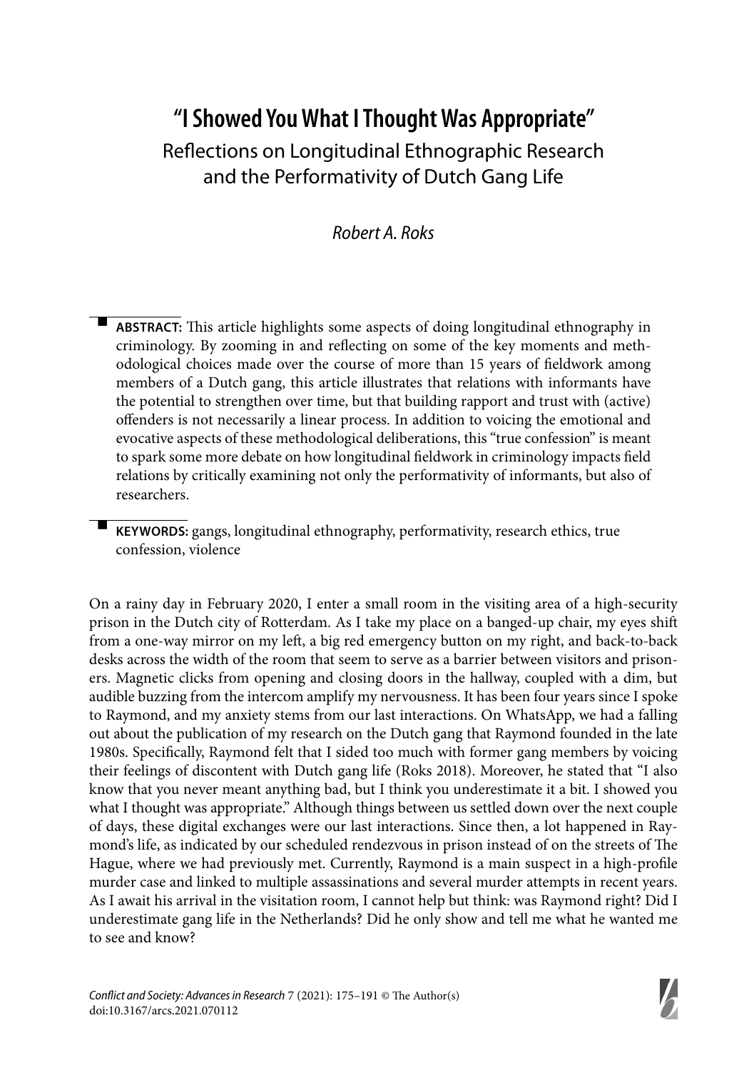# "I Showed You What I Thought Was Appropriate"

## Reflections on Longitudinal Ethnographic Research and the Performativity of Dutch Gang Life

*Robert A. Roks*

**ABSTRACT:** This article highlights some aspects of doing longitudinal ethnography in criminology. By zooming in and reflecting on some of the key moments and methodological choices made over the course of more than 15 years of fieldwork among members of a Dutch gang, this article illustrates that relations with informants have the potential to strengthen over time, but that building rapport and trust with (active) offenders is not necessarily a linear process. In addition to voicing the emotional and evocative aspects of these methodological deliberations, this "true confession" is meant to spark some more debate on how longitudinal fieldwork in criminology impacts field relations by critically examining not only the performativity of informants, but also of researchers.

**KEYWORDS:** gangs, longitudinal ethnography, performativity, research ethics, true confession, violence

On a rainy day in February 2020, I enter a small room in the visiting area of a high-security prison in the Dutch city of Rotterdam. As I take my place on a banged-up chair, my eyes shift from a one-way mirror on my left, a big red emergency button on my right, and back-to-back desks across the width of the room that seem to serve as a barrier between visitors and prisoners. Magnetic clicks from opening and closing doors in the hallway, coupled with a dim, but audible buzzing from the intercom amplify my nervousness. It has been four years since I spoke to Raymond, and my anxiety stems from our last interactions. On WhatsApp, we had a falling out about the publication of my research on the Dutch gang that Raymond founded in the late 1980s. Specifically, Raymond felt that I sided too much with former gang members by voicing their feelings of discontent with Dutch gang life (Roks 2018). Moreover, he stated that "I also know that you never meant anything bad, but I think you underestimate it a bit. I showed you what I thought was appropriate." Although things between us settled down over the next couple of days, these digital exchanges were our last interactions. Since then, a lot happened in Raymond's life, as indicated by our scheduled rendezvous in prison instead of on the streets of The Hague, where we had previously met. Currently, Raymond is a main suspect in a high-profile murder case and linked to multiple assassinations and several murder attempts in recent years. As I await his arrival in the visitation room, I cannot help but think: was Raymond right? Did I underestimate gang life in the Netherlands? Did he only show and tell me what he wanted me to see and know?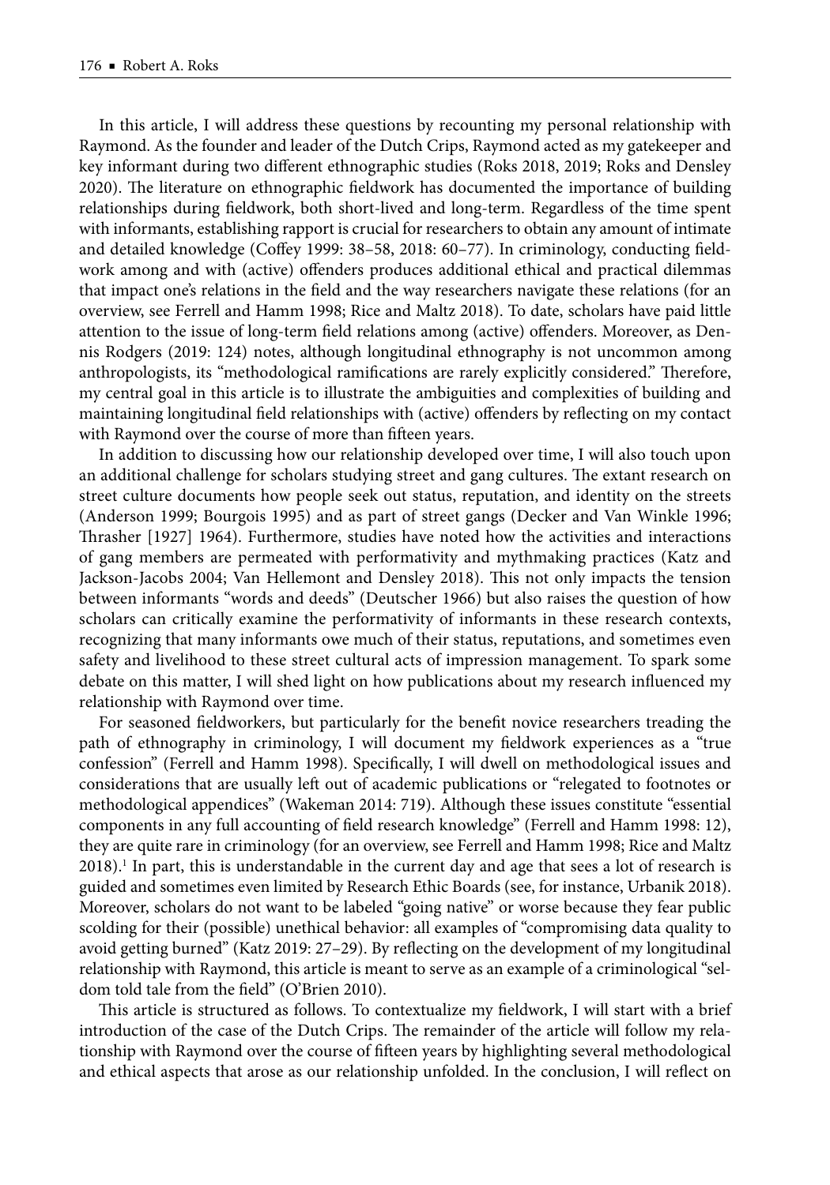In this article, I will address these questions by recounting my personal relationship with Raymond. As the founder and leader of the Dutch Crips, Raymond acted as my gatekeeper and key informant during two different ethnographic studies (Roks 2018, 2019; Roks and Densley 2020). The literature on ethnographic fieldwork has documented the importance of building relationships during fieldwork, both short-lived and long-term. Regardless of the time spent with informants, establishing rapport is crucial for researchers to obtain any amount of intimate and detailed knowledge (Coffey 1999: 38–58, 2018: 60–77). In criminology, conducting fieldwork among and with (active) offenders produces additional ethical and practical dilemmas that impact one's relations in the field and the way researchers navigate these relations (for an overview, see Ferrell and Hamm 1998; Rice and Maltz 2018). To date, scholars have paid little attention to the issue of long-term field relations among (active) offenders. Moreover, as Dennis Rodgers (2019: 124) notes, although longitudinal ethnography is not uncommon among anthropologists, its "methodological ramifications are rarely explicitly considered." Therefore, my central goal in this article is to illustrate the ambiguities and complexities of building and maintaining longitudinal field relationships with (active) offenders by reflecting on my contact with Raymond over the course of more than fifteen years.

In addition to discussing how our relationship developed over time, I will also touch upon an additional challenge for scholars studying street and gang cultures. The extant research on street culture documents how people seek out status, reputation, and identity on the streets (Anderson 1999; Bourgois 1995) and as part of street gangs (Decker and Van Winkle 1996; Thrasher [1927] 1964). Furthermore, studies have noted how the activities and interactions of gang members are permeated with performativity and mythmaking practices (Katz and Jackson-Jacobs 2004; Van Hellemont and Densley 2018). This not only impacts the tension between informants "words and deeds" (Deutscher 1966) but also raises the question of how scholars can critically examine the performativity of informants in these research contexts, recognizing that many informants owe much of their status, reputations, and sometimes even safety and livelihood to these street cultural acts of impression management. To spark some debate on this matter, I will shed light on how publications about my research influenced my relationship with Raymond over time.

For seasoned fieldworkers, but particularly for the benefit novice researchers treading the path of ethnography in criminology, I will document my fieldwork experiences as a "true confession" (Ferrell and Hamm 1998). Specifically, I will dwell on methodological issues and considerations that are usually left out of academic publications or "relegated to footnotes or methodological appendices" (Wakeman 2014: 719). Although these issues constitute "essential components in any full accounting of field research knowledge" (Ferrell and Hamm 1998: 12), they are quite rare in criminology (for an overview, see Ferrell and Hamm 1998; Rice and Maltz 2018).[1] In part, this is understandable in the current day and age that sees a lot of research is guided and sometimes even limited by Research Ethic Boards (see, for instance, Urbanik 2018). Moreover, scholars do not want to be labeled "going native" or worse because they fear public scolding for their (possible) unethical behavior: all examples of "compromising data quality to avoid getting burned" (Katz 2019: 27–29). By reflecting on the development of my longitudinal relationship with Raymond, this article is meant to serve as an example of a criminological "seldom told tale from the field" (O'Brien 2010).

This article is structured as follows. To contextualize my fieldwork, I will start with a brief introduction of the case of the Dutch Crips. The remainder of the article will follow my relationship with Raymond over the course of fifteen years by highlighting several methodological and ethical aspects that arose as our relationship unfolded. In the conclusion, I will reflect on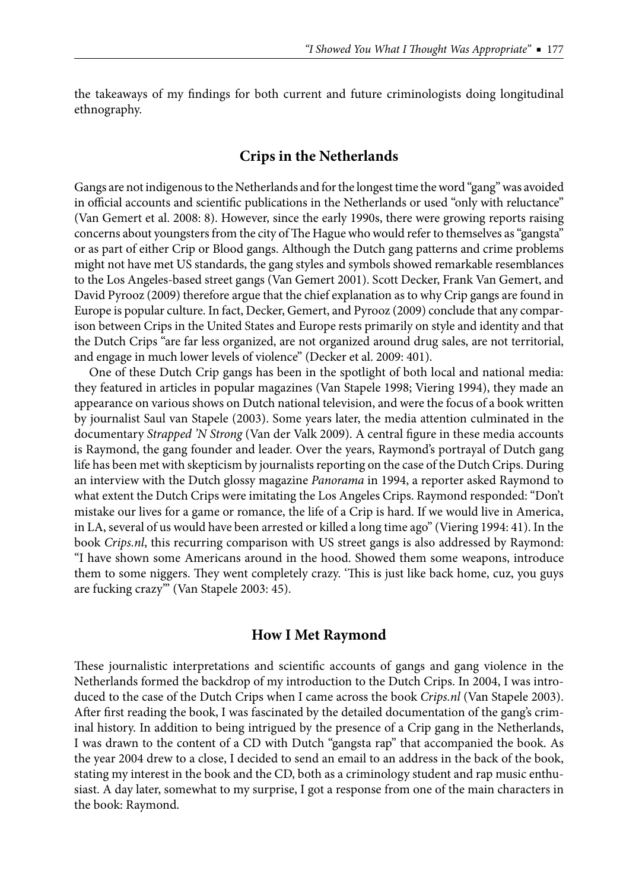the takeaways of my findings for both current and future criminologists doing longitudinal ethnography.

## Crips in the Netherlands

Gangs are not indigenous to the Netherlands and for the longest time the word "gang" was avoided in official accounts and scientific publications in the Netherlands or used "only with reluctance" (Van Gemert et al. 2008: 8). However, since the early 1990s, there were growing reports raising concerns about youngsters from the city of The Hague who would refer to themselves as "gangsta" or as part of either Crip or Blood gangs. Although the Dutch gang patterns and crime problems might not have met US standards, the gang styles and symbols showed remarkable resemblances to the Los Angeles-based street gangs (Van Gemert 2001). Scott Decker, Frank Van Gemert, and David Pyrooz (2009) therefore argue that the chief explanation as to why Crip gangs are found in Europe is popular culture. In fact, Decker, Gemert, and Pyrooz (2009) conclude that any comparison between Crips in the United States and Europe rests primarily on style and identity and that the Dutch Crips "are far less organized, are not organized around drug sales, are not territorial, and engage in much lower levels of violence" (Decker et al. 2009: 401).

One of these Dutch Crip gangs has been in the spotlight of both local and national media: they featured in articles in popular magazines (Van Stapele 1998; Viering 1994), they made an appearance on various shows on Dutch national television, and were the focus of a book written by journalist Saul van Stapele (2003). Some years later, the media attention culminated in the documentary *Strapped 'N Strong* (Van der Valk 2009). A central figure in these media accounts is Raymond, the gang founder and leader. Over the years, Raymond's portrayal of Dutch gang life has been met with skepticism by journalists reporting on the case of the Dutch Crips. During an interview with the Dutch glossy magazine *Panorama* in 1994, a reporter asked Raymond to what extent the Dutch Crips were imitating the Los Angeles Crips. Raymond responded: "Don't mistake our lives for a game or romance, the life of a Crip is hard. If we would live in America, in LA, several of us would have been arrested or killed a long time ago" (Viering 1994: 41). In the book *Crips.nl*, this recurring comparison with US street gangs is also addressed by Raymond: "I have shown some Americans around in the hood. Showed them some weapons, introduce them to some niggers. They went completely crazy. 'This is just like back home, cuz, you guys are fucking crazy'" (Van Stapele 2003: 45).

## How I Met Raymond

These journalistic interpretations and scientific accounts of gangs and gang violence in the Netherlands formed the backdrop of my introduction to the Dutch Crips. In 2004, I was introduced to the case of the Dutch Crips when I came across the book *Crips.nl* (Van Stapele 2003). After first reading the book, I was fascinated by the detailed documentation of the gang's criminal history. In addition to being intrigued by the presence of a Crip gang in the Netherlands, I was drawn to the content of a CD with Dutch "gangsta rap" that accompanied the book. As the year 2004 drew to a close, I decided to send an email to an address in the back of the book, stating my interest in the book and the CD, both as a criminology student and rap music enthusiast. A day later, somewhat to my surprise, I got a response from one of the main characters in the book: Raymond.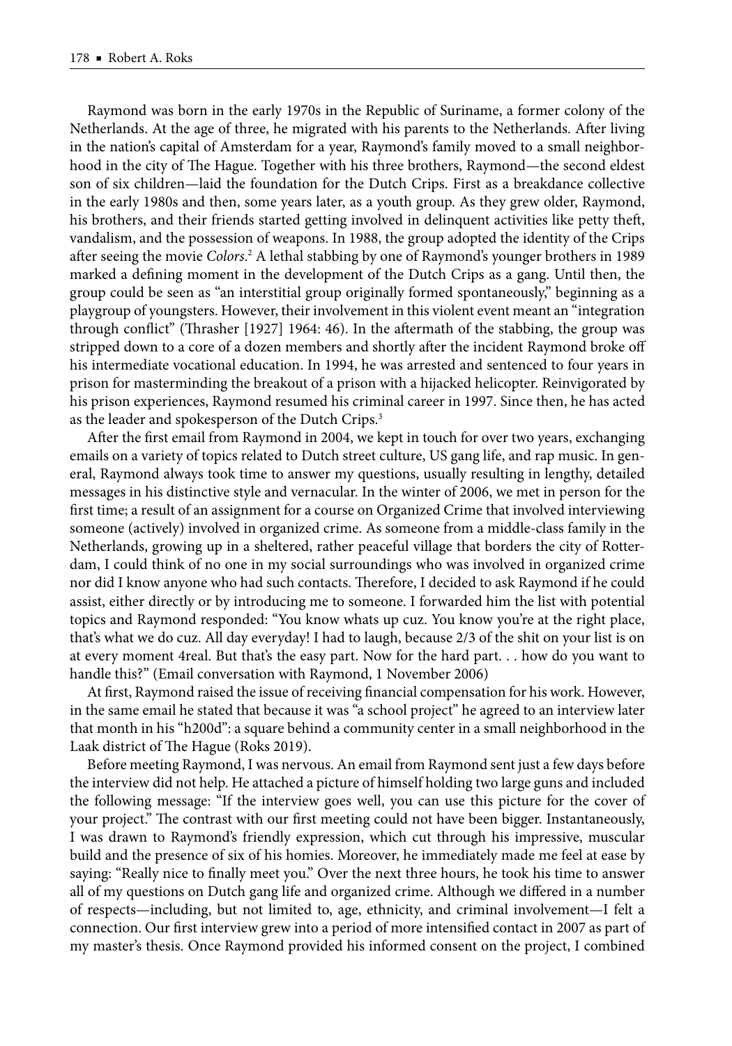Raymond was born in the early 1970s in the Republic of Suriname, a former colony of the Netherlands. At the age of three, he migrated with his parents to the Netherlands. After living in the nation's capital of Amsterdam for a year, Raymond's family moved to a small neighborhood in the city of The Hague. Together with his three brothers, Raymond—the second eldest son of six children—laid the foundation for the Dutch Crips. First as a breakdance collective in the early 1980s and then, some years later, as a youth group. As they grew older, Raymond, his brothers, and their friends started getting involved in delinquent activities like petty theft, vandalism, and the possession of weapons. In 1988, the group adopted the identity of the Crips after seeing the movie *Colors*.[2] A lethal stabbing by one of Raymond's younger brothers in 1989 marked a defining moment in the development of the Dutch Crips as a gang. Until then, the group could be seen as "an interstitial group originally formed spontaneously," beginning as a playgroup of youngsters. However, their involvement in this violent event meant an "integration through conflict" (Thrasher [1927] 1964: 46). In the aftermath of the stabbing, the group was stripped down to a core of a dozen members and shortly after the incident Raymond broke off his intermediate vocational education. In 1994, he was arrested and sentenced to four years in prison for masterminding the breakout of a prison with a hijacked helicopter. Reinvigorated by his prison experiences, Raymond resumed his criminal career in 1997. Since then, he has acted as the leader and spokesperson of the Dutch Crips.[3]

After the first email from Raymond in 2004, we kept in touch for over two years, exchanging emails on a variety of topics related to Dutch street culture, US gang life, and rap music. In general, Raymond always took time to answer my questions, usually resulting in lengthy, detailed messages in his distinctive style and vernacular. In the winter of 2006, we met in person for the first time; a result of an assignment for a course on Organized Crime that involved interviewing someone (actively) involved in organized crime. As someone from a middle-class family in the Netherlands, growing up in a sheltered, rather peaceful village that borders the city of Rotterdam, I could think of no one in my social surroundings who was involved in organized crime nor did I know anyone who had such contacts. Therefore, I decided to ask Raymond if he could assist, either directly or by introducing me to someone. I forwarded him the list with potential topics and Raymond responded: "You know whats up cuz. You know you're at the right place, that's what we do cuz. All day everyday! I had to laugh, because 2/3 of the shit on your list is on at every moment 4real. But that's the easy part. Now for the hard part. . . how do you want to handle this?" (Email conversation with Raymond, 1 November 2006)

At first, Raymond raised the issue of receiving financial compensation for his work. However, in the same email he stated that because it was "a school project" he agreed to an interview later that month in his "h200d": a square behind a community center in a small neighborhood in the Laak district of The Hague (Roks 2019).

Before meeting Raymond, I was nervous. An email from Raymond sent just a few days before the interview did not help. He attached a picture of himself holding two large guns and included the following message: "If the interview goes well, you can use this picture for the cover of your project." The contrast with our first meeting could not have been bigger. Instantaneously, I was drawn to Raymond's friendly expression, which cut through his impressive, muscular build and the presence of six of his homies. Moreover, he immediately made me feel at ease by saying: "Really nice to finally meet you." Over the next three hours, he took his time to answer all of my questions on Dutch gang life and organized crime. Although we differed in a number of respects—including, but not limited to, age, ethnicity, and criminal involvement—I felt a connection. Our first interview grew into a period of more intensified contact in 2007 as part of my master's thesis. Once Raymond provided his informed consent on the project, I combined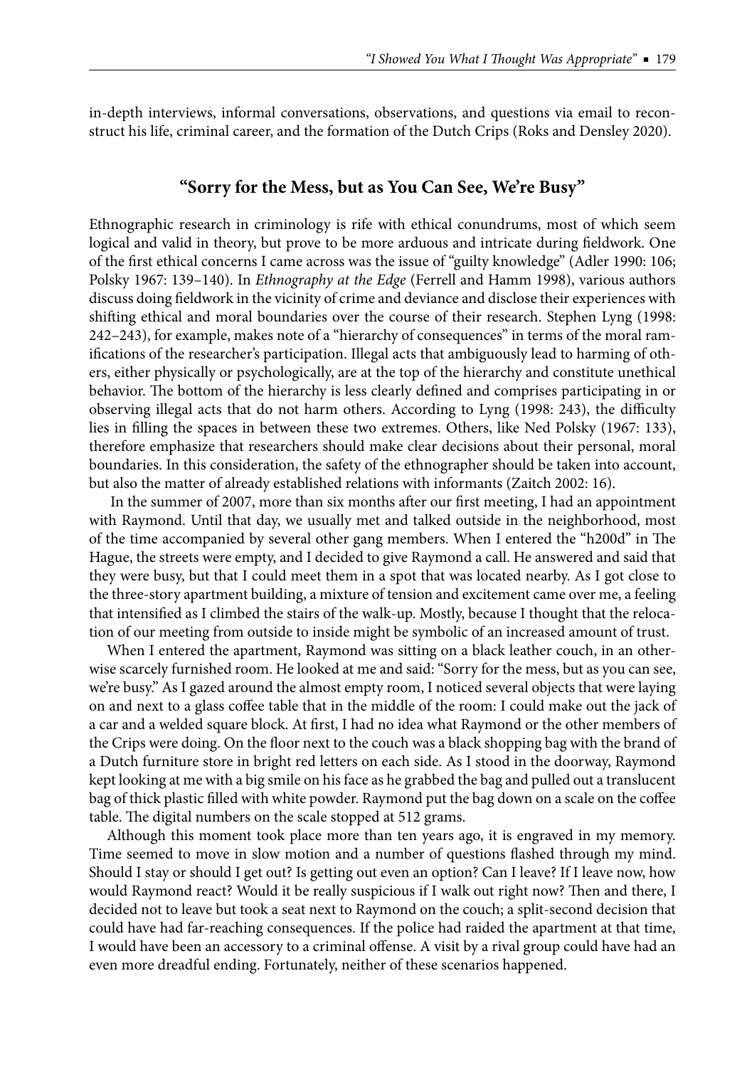in-depth interviews, informal conversations, observations, and questions via email to reconstruct his life, criminal career, and the formation of the Dutch Crips (Roks and Densley 2020).

## "Sorry for the Mess, but as You Can See, We're Busy"

Ethnographic research in criminology is rife with ethical conundrums, most of which seem logical and valid in theory, but prove to be more arduous and intricate during fieldwork. One of the first ethical concerns I came across was the issue of "guilty knowledge" (Adler 1990: 106; Polsky 1967: 139–140). In *Ethnography at the Edge* (Ferrell and Hamm 1998), various authors discuss doing fieldwork in the vicinity of crime and deviance and disclose their experiences with shifting ethical and moral boundaries over the course of their research. Stephen Lyng (1998: 242–243), for example, makes note of a "hierarchy of consequences" in terms of the moral ramifications of the researcher's participation. Illegal acts that ambiguously lead to harming of others, either physically or psychologically, are at the top of the hierarchy and constitute unethical behavior. The bottom of the hierarchy is less clearly defined and comprises participating in or observing illegal acts that do not harm others. According to Lyng (1998: 243), the difficulty lies in filling the spaces in between these two extremes. Others, like Ned Polsky (1967: 133), therefore emphasize that researchers should make clear decisions about their personal, moral boundaries. In this consideration, the safety of the ethnographer should be taken into account, but also the matter of already established relations with informants (Zaitch 2002: 16).

In the summer of 2007, more than six months after our first meeting, I had an appointment with Raymond. Until that day, we usually met and talked outside in the neighborhood, most of the time accompanied by several other gang members. When I entered the "h200d" in The Hague, the streets were empty, and I decided to give Raymond a call. He answered and said that they were busy, but that I could meet them in a spot that was located nearby. As I got close to the three-story apartment building, a mixture of tension and excitement came over me, a feeling that intensified as I climbed the stairs of the walk-up. Mostly, because I thought that the relocation of our meeting from outside to inside might be symbolic of an increased amount of trust.

When I entered the apartment, Raymond was sitting on a black leather couch, in an otherwise scarcely furnished room. He looked at me and said: "Sorry for the mess, but as you can see, we're busy." As I gazed around the almost empty room, I noticed several objects that were laying on and next to a glass coffee table that in the middle of the room: I could make out the jack of a car and a welded square block. At first, I had no idea what Raymond or the other members of the Crips were doing. On the floor next to the couch was a black shopping bag with the brand of a Dutch furniture store in bright red letters on each side. As I stood in the doorway, Raymond kept looking at me with a big smile on his face as he grabbed the bag and pulled out a translucent bag of thick plastic filled with white powder. Raymond put the bag down on a scale on the coffee table. The digital numbers on the scale stopped at 512 grams.

Although this moment took place more than ten years ago, it is engraved in my memory. Time seemed to move in slow motion and a number of questions flashed through my mind. Should I stay or should I get out? Is getting out even an option? Can I leave? If I leave now, how would Raymond react? Would it be really suspicious if I walk out right now? Then and there, I decided not to leave but took a seat next to Raymond on the couch; a split-second decision that could have had far-reaching consequences. If the police had raided the apartment at that time, I would have been an accessory to a criminal offense. A visit by a rival group could have had an even more dreadful ending. Fortunately, neither of these scenarios happened.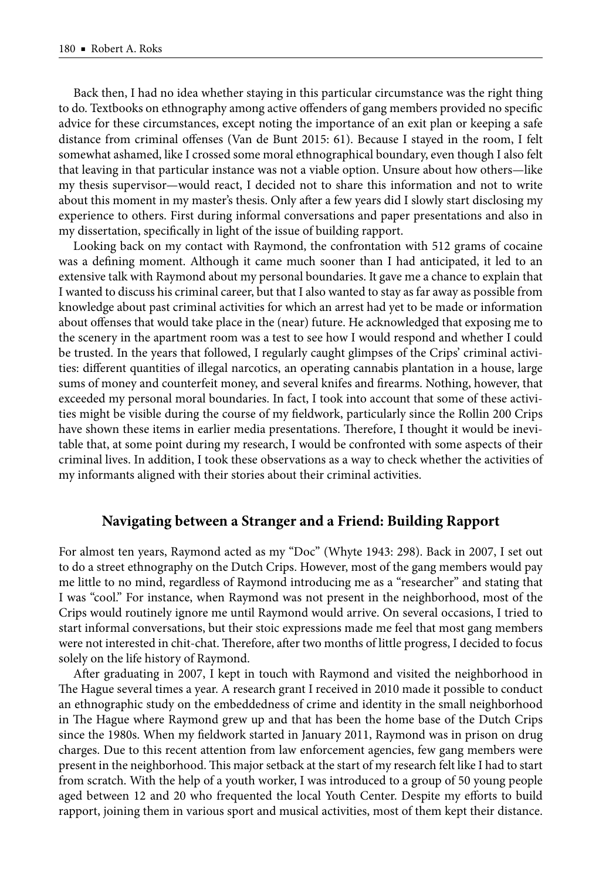Back then, I had no idea whether staying in this particular circumstance was the right thing to do. Textbooks on ethnography among active offenders of gang members provided no specific advice for these circumstances, except noting the importance of an exit plan or keeping a safe distance from criminal offenses (Van de Bunt 2015: 61). Because I stayed in the room, I felt somewhat ashamed, like I crossed some moral ethnographical boundary, even though I also felt that leaving in that particular instance was not a viable option. Unsure about how others—like my thesis supervisor—would react, I decided not to share this information and not to write about this moment in my master's thesis. Only after a few years did I slowly start disclosing my experience to others. First during informal conversations and paper presentations and also in my dissertation, specifically in light of the issue of building rapport.

Looking back on my contact with Raymond, the confrontation with 512 grams of cocaine was a defining moment. Although it came much sooner than I had anticipated, it led to an extensive talk with Raymond about my personal boundaries. It gave me a chance to explain that I wanted to discuss his criminal career, but that I also wanted to stay as far away as possible from knowledge about past criminal activities for which an arrest had yet to be made or information about offenses that would take place in the (near) future. He acknowledged that exposing me to the scenery in the apartment room was a test to see how I would respond and whether I could be trusted. In the years that followed, I regularly caught glimpses of the Crips' criminal activities: different quantities of illegal narcotics, an operating cannabis plantation in a house, large sums of money and counterfeit money, and several knifes and firearms. Nothing, however, that exceeded my personal moral boundaries. In fact, I took into account that some of these activities might be visible during the course of my fieldwork, particularly since the Rollin 200 Crips have shown these items in earlier media presentations. Therefore, I thought it would be inevitable that, at some point during my research, I would be confronted with some aspects of their criminal lives. In addition, I took these observations as a way to check whether the activities of my informants aligned with their stories about their criminal activities.

## Navigating between a Stranger and a Friend: Building Rapport

For almost ten years, Raymond acted as my "Doc" (Whyte 1943: 298). Back in 2007, I set out to do a street ethnography on the Dutch Crips. However, most of the gang members would pay me little to no mind, regardless of Raymond introducing me as a "researcher" and stating that I was "cool." For instance, when Raymond was not present in the neighborhood, most of the Crips would routinely ignore me until Raymond would arrive. On several occasions, I tried to start informal conversations, but their stoic expressions made me feel that most gang members were not interested in chit-chat. Therefore, after two months of little progress, I decided to focus solely on the life history of Raymond.

After graduating in 2007, I kept in touch with Raymond and visited the neighborhood in The Hague several times a year. A research grant I received in 2010 made it possible to conduct an ethnographic study on the embeddedness of crime and identity in the small neighborhood in The Hague where Raymond grew up and that has been the home base of the Dutch Crips since the 1980s. When my fieldwork started in January 2011, Raymond was in prison on drug charges. Due to this recent attention from law enforcement agencies, few gang members were present in the neighborhood. This major setback at the start of my research felt like I had to start from scratch. With the help of a youth worker, I was introduced to a group of 50 young people aged between 12 and 20 who frequented the local Youth Center. Despite my efforts to build rapport, joining them in various sport and musical activities, most of them kept their distance.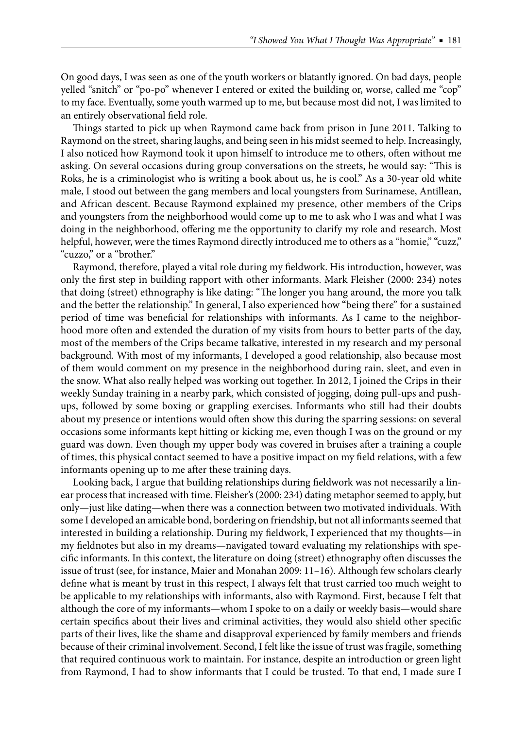On good days, I was seen as one of the youth workers or blatantly ignored. On bad days, people yelled "snitch" or "po-po" whenever I entered or exited the building or, worse, called me "cop" to my face. Eventually, some youth warmed up to me, but because most did not, I was limited to an entirely observational field role.

Things started to pick up when Raymond came back from prison in June 2011. Talking to Raymond on the street, sharing laughs, and being seen in his midst seemed to help. Increasingly, I also noticed how Raymond took it upon himself to introduce me to others, often without me asking. On several occasions during group conversations on the streets, he would say: "This is Roks, he is a criminologist who is writing a book about us, he is cool." As a 30-year old white male, I stood out between the gang members and local youngsters from Surinamese, Antillean, and African descent. Because Raymond explained my presence, other members of the Crips and youngsters from the neighborhood would come up to me to ask who I was and what I was doing in the neighborhood, offering me the opportunity to clarify my role and research. Most helpful, however, were the times Raymond directly introduced me to others as a "homie," "cuzz," "cuzzo," or a "brother."

Raymond, therefore, played a vital role during my fieldwork. His introduction, however, was only the first step in building rapport with other informants. Mark Fleisher (2000: 234) notes that doing (street) ethnography is like dating: "The longer you hang around, the more you talk and the better the relationship." In general, I also experienced how "being there" for a sustained period of time was beneficial for relationships with informants. As I came to the neighborhood more often and extended the duration of my visits from hours to better parts of the day, most of the members of the Crips became talkative, interested in my research and my personal background. With most of my informants, I developed a good relationship, also because most of them would comment on my presence in the neighborhood during rain, sleet, and even in the snow. What also really helped was working out together. In 2012, I joined the Crips in their weekly Sunday training in a nearby park, which consisted of jogging, doing pull-ups and push-ups, followed by some boxing or grappling exercises. Informants who still had their doubts about my presence or intentions would often show this during the sparring sessions: on several occasions some informants kept hitting or kicking me, even though I was on the ground or my guard was down. Even though my upper body was covered in bruises after a training a couple of times, this physical contact seemed to have a positive impact on my field relations, with a few informants opening up to me after these training days.

Looking back, I argue that building relationships during fieldwork was not necessarily a linear process that increased with time. Fleisher's (2000: 234) dating metaphor seemed to apply, but only—just like dating—when there was a connection between two motivated individuals. With some I developed an amicable bond, bordering on friendship, but not all informants seemed that interested in building a relationship. During my fieldwork, I experienced that my thoughts—in my fieldnotes but also in my dreams—navigated toward evaluating my relationships with specific informants. In this context, the literature on doing (street) ethnography often discusses the issue of trust (see, for instance, Maier and Monahan 2009: 11–16). Although few scholars clearly define what is meant by trust in this respect, I always felt that trust carried too much weight to be applicable to my relationships with informants, also with Raymond. First, because I felt that although the core of my informants—whom I spoke to on a daily or weekly basis—would share certain specifics about their lives and criminal activities, they would also shield other specific parts of their lives, like the shame and disapproval experienced by family members and friends because of their criminal involvement. Second, I felt like the issue of trust was fragile, something that required continuous work to maintain. For instance, despite an introduction or green light from Raymond, I had to show informants that I could be trusted. To that end, I made sure I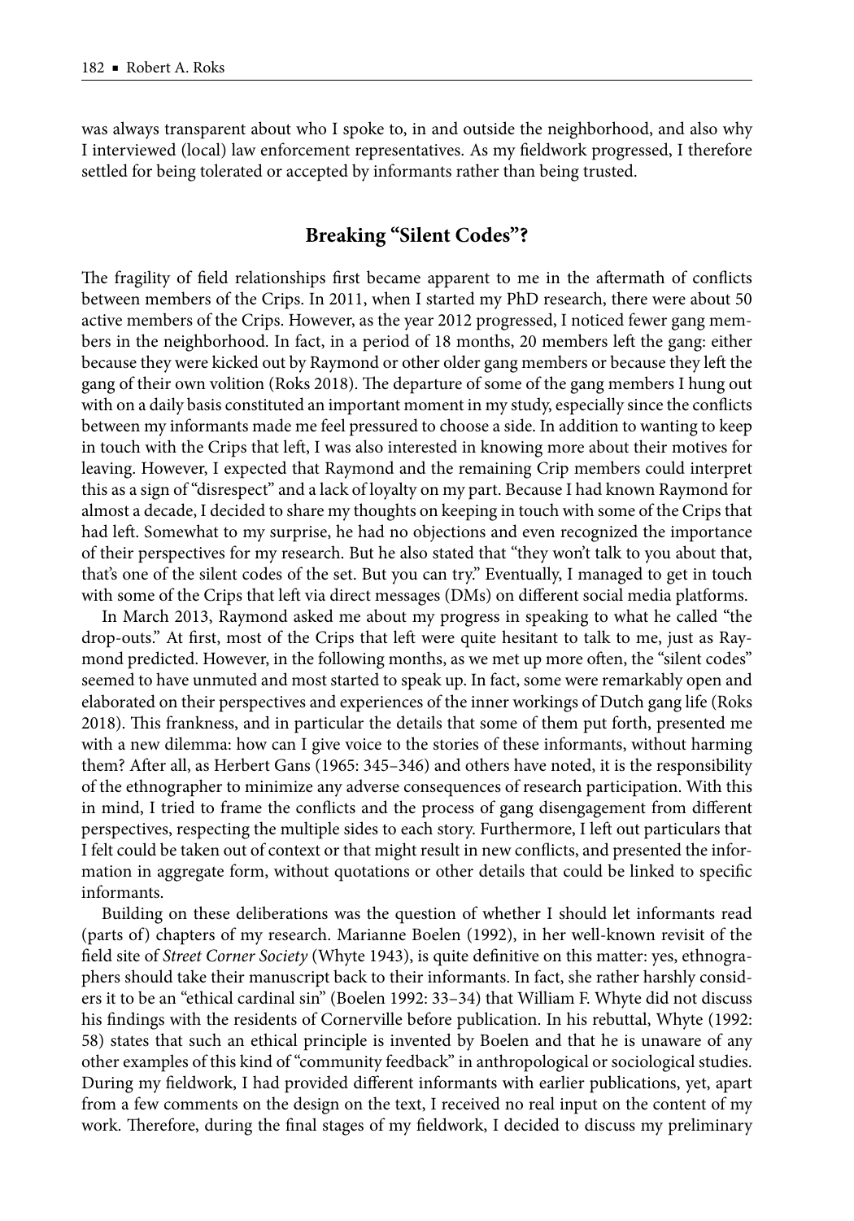was always transparent about who I spoke to, in and outside the neighborhood, and also why I interviewed (local) law enforcement representatives. As my fieldwork progressed, I therefore settled for being tolerated or accepted by informants rather than being trusted.

## Breaking "Silent Codes"?

The fragility of field relationships first became apparent to me in the aftermath of conflicts between members of the Crips. In 2011, when I started my PhD research, there were about 50 active members of the Crips. However, as the year 2012 progressed, I noticed fewer gang members in the neighborhood. In fact, in a period of 18 months, 20 members left the gang: either because they were kicked out by Raymond or other older gang members or because they left the gang of their own volition (Roks 2018). The departure of some of the gang members I hung out with on a daily basis constituted an important moment in my study, especially since the conflicts between my informants made me feel pressured to choose a side. In addition to wanting to keep in touch with the Crips that left, I was also interested in knowing more about their motives for leaving. However, I expected that Raymond and the remaining Crip members could interpret this as a sign of "disrespect" and a lack of loyalty on my part. Because I had known Raymond for almost a decade, I decided to share my thoughts on keeping in touch with some of the Crips that had left. Somewhat to my surprise, he had no objections and even recognized the importance of their perspectives for my research. But he also stated that "they won't talk to you about that, that's one of the silent codes of the set. But you can try." Eventually, I managed to get in touch with some of the Crips that left via direct messages (DMs) on different social media platforms.

In March 2013, Raymond asked me about my progress in speaking to what he called "the drop-outs." At first, most of the Crips that left were quite hesitant to talk to me, just as Raymond predicted. However, in the following months, as we met up more often, the "silent codes" seemed to have unmuted and most started to speak up. In fact, some were remarkably open and elaborated on their perspectives and experiences of the inner workings of Dutch gang life (Roks 2018). This frankness, and in particular the details that some of them put forth, presented me with a new dilemma: how can I give voice to the stories of these informants, without harming them? After all, as Herbert Gans (1965: 345–346) and others have noted, it is the responsibility of the ethnographer to minimize any adverse consequences of research participation. With this in mind, I tried to frame the conflicts and the process of gang disengagement from different perspectives, respecting the multiple sides to each story. Furthermore, I left out particulars that I felt could be taken out of context or that might result in new conflicts, and presented the information in aggregate form, without quotations or other details that could be linked to specific informants.

Building on these deliberations was the question of whether I should let informants read (parts of) chapters of my research. Marianne Boelen (1992), in her well-known revisit of the field site of *Street Corner Society* (Whyte 1943), is quite definitive on this matter: yes, ethnographers should take their manuscript back to their informants. In fact, she rather harshly considers it to be an "ethical cardinal sin" (Boelen 1992: 33–34) that William F. Whyte did not discuss his findings with the residents of Cornerville before publication. In his rebuttal, Whyte (1992: 58) states that such an ethical principle is invented by Boelen and that he is unaware of any other examples of this kind of "community feedback" in anthropological or sociological studies. During my fieldwork, I had provided different informants with earlier publications, yet, apart from a few comments on the design on the text, I received no real input on the content of my work. Therefore, during the final stages of my fieldwork, I decided to discuss my preliminary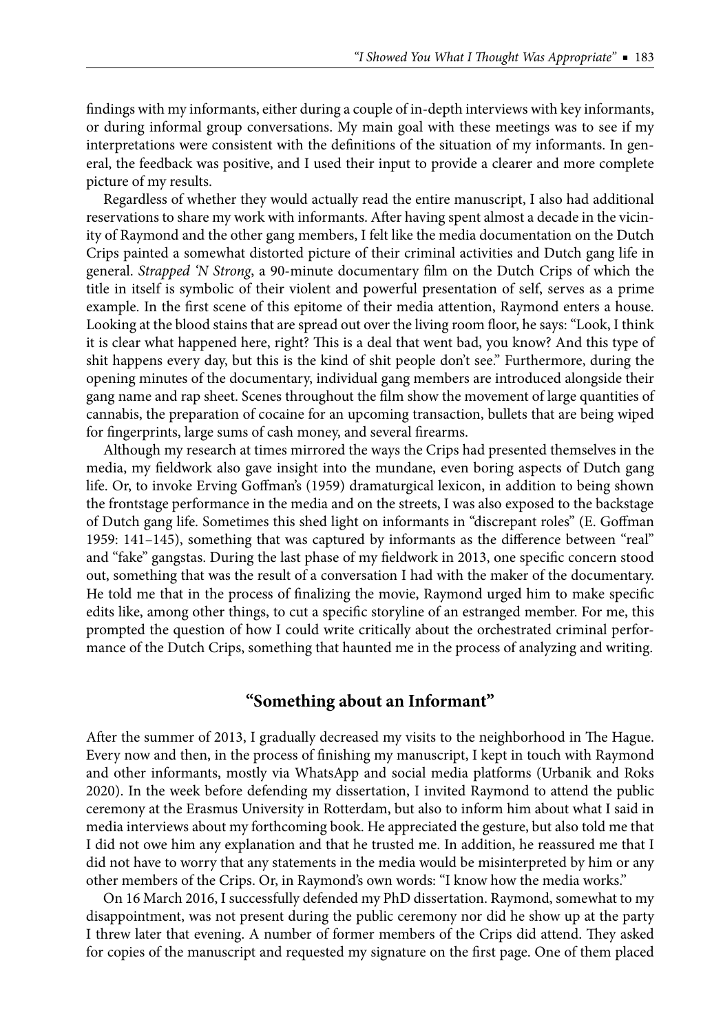findings with my informants, either during a couple of in-depth interviews with key informants, or during informal group conversations. My main goal with these meetings was to see if my interpretations were consistent with the definitions of the situation of my informants. In general, the feedback was positive, and I used their input to provide a clearer and more complete picture of my results.

Regardless of whether they would actually read the entire manuscript, I also had additional reservations to share my work with informants. After having spent almost a decade in the vicinity of Raymond and the other gang members, I felt like the media documentation on the Dutch Crips painted a somewhat distorted picture of their criminal activities and Dutch gang life in general. *Strapped 'N Strong*, a 90-minute documentary film on the Dutch Crips of which the title in itself is symbolic of their violent and powerful presentation of self, serves as a prime example. In the first scene of this epitome of their media attention, Raymond enters a house. Looking at the blood stains that are spread out over the living room floor, he says: "Look, I think it is clear what happened here, right? This is a deal that went bad, you know? And this type of shit happens every day, but this is the kind of shit people don't see." Furthermore, during the opening minutes of the documentary, individual gang members are introduced alongside their gang name and rap sheet. Scenes throughout the film show the movement of large quantities of cannabis, the preparation of cocaine for an upcoming transaction, bullets that are being wiped for fingerprints, large sums of cash money, and several firearms.

Although my research at times mirrored the ways the Crips had presented themselves in the media, my fieldwork also gave insight into the mundane, even boring aspects of Dutch gang life. Or, to invoke Erving Goffman's (1959) dramaturgical lexicon, in addition to being shown the frontstage performance in the media and on the streets, I was also exposed to the backstage of Dutch gang life. Sometimes this shed light on informants in "discrepant roles" (E. Goffman 1959: 141–145), something that was captured by informants as the difference between "real" and "fake" gangstas. During the last phase of my fieldwork in 2013, one specific concern stood out, something that was the result of a conversation I had with the maker of the documentary. He told me that in the process of finalizing the movie, Raymond urged him to make specific edits like, among other things, to cut a specific storyline of an estranged member. For me, this prompted the question of how I could write critically about the orchestrated criminal performance of the Dutch Crips, something that haunted me in the process of analyzing and writing.

## "Something about an Informant"

After the summer of 2013, I gradually decreased my visits to the neighborhood in The Hague. Every now and then, in the process of finishing my manuscript, I kept in touch with Raymond and other informants, mostly via WhatsApp and social media platforms (Urbanik and Roks 2020). In the week before defending my dissertation, I invited Raymond to attend the public ceremony at the Erasmus University in Rotterdam, but also to inform him about what I said in media interviews about my forthcoming book. He appreciated the gesture, but also told me that I did not owe him any explanation and that he trusted me. In addition, he reassured me that I did not have to worry that any statements in the media would be misinterpreted by him or any other members of the Crips. Or, in Raymond's own words: "I know how the media works."

On 16 March 2016, I successfully defended my PhD dissertation. Raymond, somewhat to my disappointment, was not present during the public ceremony nor did he show up at the party I threw later that evening. A number of former members of the Crips did attend. They asked for copies of the manuscript and requested my signature on the first page. One of them placed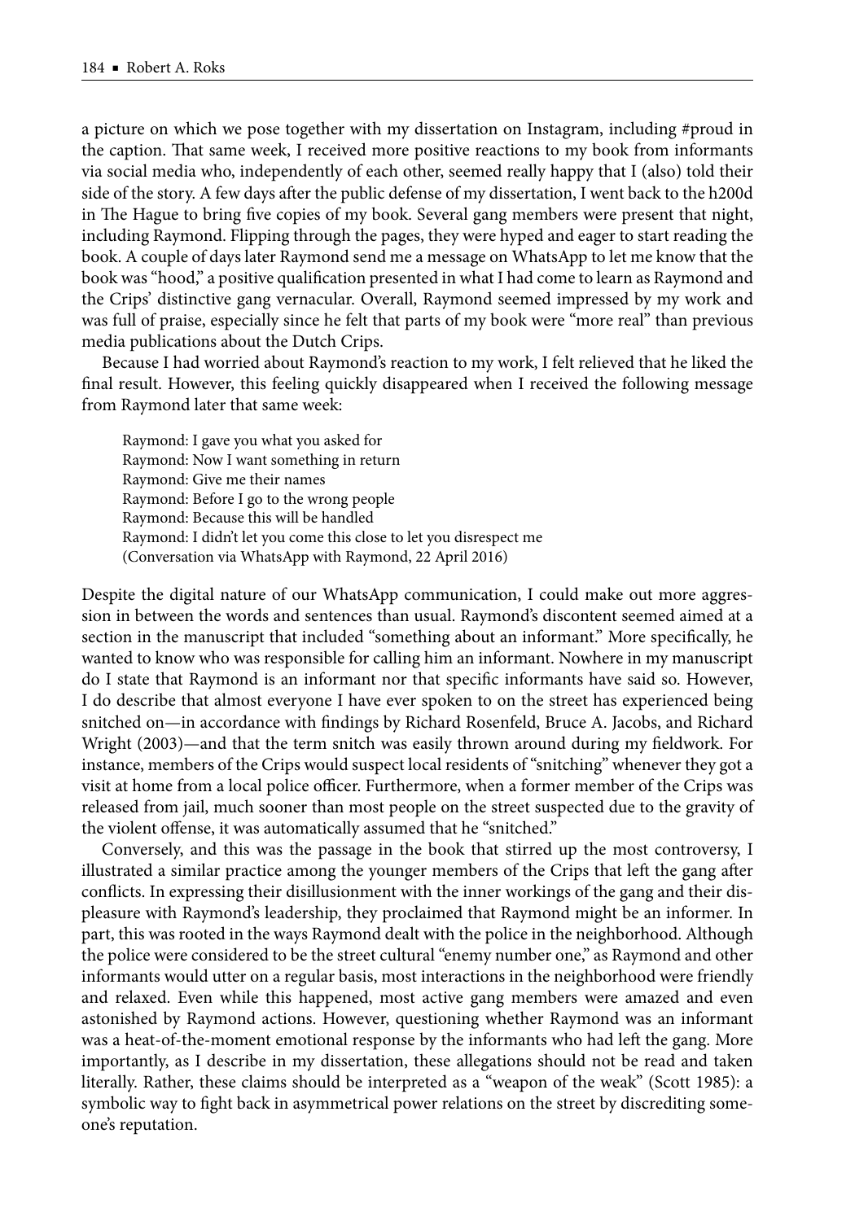a picture on which we pose together with my dissertation on Instagram, including #proud in the caption. That same week, I received more positive reactions to my book from informants via social media who, independently of each other, seemed really happy that I (also) told their side of the story. A few days after the public defense of my dissertation, I went back to the h200d in The Hague to bring five copies of my book. Several gang members were present that night, including Raymond. Flipping through the pages, they were hyped and eager to start reading the book. A couple of days later Raymond send me a message on WhatsApp to let me know that the book was "hood," a positive qualification presented in what I had come to learn as Raymond and the Crips' distinctive gang vernacular. Overall, Raymond seemed impressed by my work and was full of praise, especially since he felt that parts of my book were "more real" than previous media publications about the Dutch Crips.

Because I had worried about Raymond's reaction to my work, I felt relieved that he liked the final result. However, this feeling quickly disappeared when I received the following message from Raymond later that same week:

> Raymond: I gave you what you asked for
> Raymond: Now I want something in return
> Raymond: Give me their names
> Raymond: Before I go to the wrong people
> Raymond: Because this will be handled
> Raymond: I didn't let you come this close to let you disrespect me
> (Conversation via WhatsApp with Raymond, 22 April 2016)

Despite the digital nature of our WhatsApp communication, I could make out more aggression in between the words and sentences than usual. Raymond's discontent seemed aimed at a section in the manuscript that included "something about an informant." More specifically, he wanted to know who was responsible for calling him an informant. Nowhere in my manuscript do I state that Raymond is an informant nor that specific informants have said so. However, I do describe that almost everyone I have ever spoken to on the street has experienced being snitched on—in accordance with findings by Richard Rosenfeld, Bruce A. Jacobs, and Richard Wright (2003)—and that the term snitch was easily thrown around during my fieldwork. For instance, members of the Crips would suspect local residents of "snitching" whenever they got a visit at home from a local police officer. Furthermore, when a former member of the Crips was released from jail, much sooner than most people on the street suspected due to the gravity of the violent offense, it was automatically assumed that he "snitched."

Conversely, and this was the passage in the book that stirred up the most controversy, I illustrated a similar practice among the younger members of the Crips that left the gang after conflicts. In expressing their disillusionment with the inner workings of the gang and their displeasure with Raymond's leadership, they proclaimed that Raymond might be an informer. In part, this was rooted in the ways Raymond dealt with the police in the neighborhood. Although the police were considered to be the street cultural "enemy number one," as Raymond and other informants would utter on a regular basis, most interactions in the neighborhood were friendly and relaxed. Even while this happened, most active gang members were amazed and even astonished by Raymond actions. However, questioning whether Raymond was an informant was a heat-of-the-moment emotional response by the informants who had left the gang. More importantly, as I describe in my dissertation, these allegations should not be read and taken literally. Rather, these claims should be interpreted as a "weapon of the weak" (Scott 1985): a symbolic way to fight back in asymmetrical power relations on the street by discrediting someone's reputation.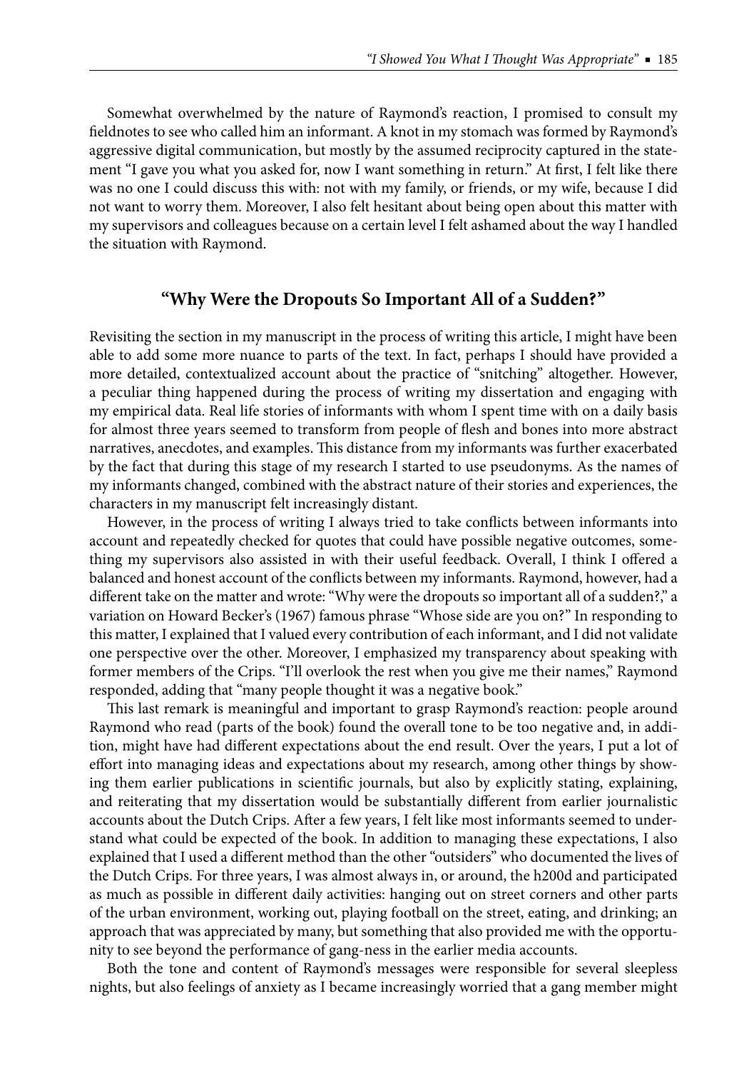Somewhat overwhelmed by the nature of Raymond's reaction, I promised to consult my fieldnotes to see who called him an informant. A knot in my stomach was formed by Raymond's aggressive digital communication, but mostly by the assumed reciprocity captured in the statement "I gave you what you asked for, now I want something in return." At first, I felt like there was no one I could discuss this with: not with my family, or friends, or my wife, because I did not want to worry them. Moreover, I also felt hesitant about being open about this matter with my supervisors and colleagues because on a certain level I felt ashamed about the way I handled the situation with Raymond.

## "Why Were the Dropouts So Important All of a Sudden?"

Revisiting the section in my manuscript in the process of writing this article, I might have been able to add some more nuance to parts of the text. In fact, perhaps I should have provided a more detailed, contextualized account about the practice of "snitching" altogether. However, a peculiar thing happened during the process of writing my dissertation and engaging with my empirical data. Real life stories of informants with whom I spent time with on a daily basis for almost three years seemed to transform from people of flesh and bones into more abstract narratives, anecdotes, and examples. This distance from my informants was further exacerbated by the fact that during this stage of my research I started to use pseudonyms. As the names of my informants changed, combined with the abstract nature of their stories and experiences, the characters in my manuscript felt increasingly distant.

However, in the process of writing I always tried to take conflicts between informants into account and repeatedly checked for quotes that could have possible negative outcomes, something my supervisors also assisted in with their useful feedback. Overall, I think I offered a balanced and honest account of the conflicts between my informants. Raymond, however, had a different take on the matter and wrote: "Why were the dropouts so important all of a sudden?," a variation on Howard Becker's (1967) famous phrase "Whose side are you on?" In responding to this matter, I explained that I valued every contribution of each informant, and I did not validate one perspective over the other. Moreover, I emphasized my transparency about speaking with former members of the Crips. "I'll overlook the rest when you give me their names," Raymond responded, adding that "many people thought it was a negative book."

This last remark is meaningful and important to grasp Raymond's reaction: people around Raymond who read (parts of the book) found the overall tone to be too negative and, in addition, might have had different expectations about the end result. Over the years, I put a lot of effort into managing ideas and expectations about my research, among other things by showing them earlier publications in scientific journals, but also by explicitly stating, explaining, and reiterating that my dissertation would be substantially different from earlier journalistic accounts about the Dutch Crips. After a few years, I felt like most informants seemed to understand what could be expected of the book. In addition to managing these expectations, I also explained that I used a different method than the other "outsiders" who documented the lives of the Dutch Crips. For three years, I was almost always in, or around, the h200d and participated as much as possible in different daily activities: hanging out on street corners and other parts of the urban environment, working out, playing football on the street, eating, and drinking; an approach that was appreciated by many, but something that also provided me with the opportunity to see beyond the performance of gang-ness in the earlier media accounts.

Both the tone and content of Raymond's messages were responsible for several sleepless nights, but also feelings of anxiety as I became increasingly worried that a gang member might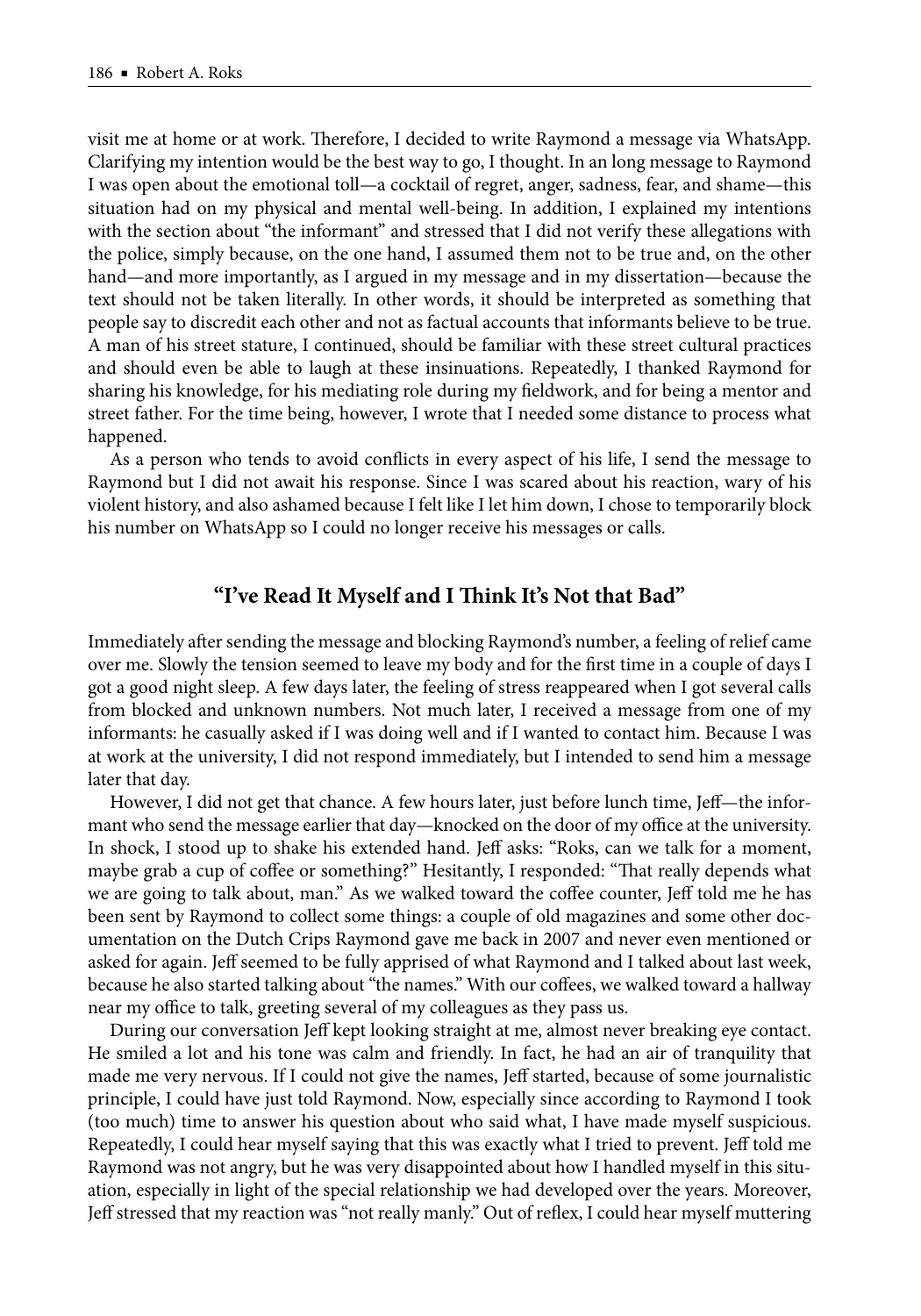visit me at home or at work. Therefore, I decided to write Raymond a message via WhatsApp. Clarifying my intention would be the best way to go, I thought. In an long message to Raymond I was open about the emotional toll—a cocktail of regret, anger, sadness, fear, and shame—this situation had on my physical and mental well-being. In addition, I explained my intentions with the section about "the informant" and stressed that I did not verify these allegations with the police, simply because, on the one hand, I assumed them not to be true and, on the other hand—and more importantly, as I argued in my message and in my dissertation—because the text should not be taken literally. In other words, it should be interpreted as something that people say to discredit each other and not as factual accounts that informants believe to be true. A man of his street stature, I continued, should be familiar with these street cultural practices and should even be able to laugh at these insinuations. Repeatedly, I thanked Raymond for sharing his knowledge, for his mediating role during my fieldwork, and for being a mentor and street father. For the time being, however, I wrote that I needed some distance to process what happened.

As a person who tends to avoid conflicts in every aspect of his life, I send the message to Raymond but I did not await his response. Since I was scared about his reaction, wary of his violent history, and also ashamed because I felt like I let him down, I chose to temporarily block his number on WhatsApp so I could no longer receive his messages or calls.

## "I've Read It Myself and I Think It's Not that Bad"

Immediately after sending the message and blocking Raymond's number, a feeling of relief came over me. Slowly the tension seemed to leave my body and for the first time in a couple of days I got a good night sleep. A few days later, the feeling of stress reappeared when I got several calls from blocked and unknown numbers. Not much later, I received a message from one of my informants: he casually asked if I was doing well and if I wanted to contact him. Because I was at work at the university, I did not respond immediately, but I intended to send him a message later that day.

However, I did not get that chance. A few hours later, just before lunch time, Jeff—the informant who send the message earlier that day—knocked on the door of my office at the university. In shock, I stood up to shake his extended hand. Jeff asks: "Roks, can we talk for a moment, maybe grab a cup of coffee or something?" Hesitantly, I responded: "That really depends what we are going to talk about, man." As we walked toward the coffee counter, Jeff told me he has been sent by Raymond to collect some things: a couple of old magazines and some other documentation on the Dutch Crips Raymond gave me back in 2007 and never even mentioned or asked for again. Jeff seemed to be fully apprised of what Raymond and I talked about last week, because he also started talking about "the names." With our coffees, we walked toward a hallway near my office to talk, greeting several of my colleagues as they pass us.

During our conversation Jeff kept looking straight at me, almost never breaking eye contact. He smiled a lot and his tone was calm and friendly. In fact, he had an air of tranquility that made me very nervous. If I could not give the names, Jeff started, because of some journalistic principle, I could have just told Raymond. Now, especially since according to Raymond I took (too much) time to answer his question about who said what, I have made myself suspicious. Repeatedly, I could hear myself saying that this was exactly what I tried to prevent. Jeff told me Raymond was not angry, but he was very disappointed about how I handled myself in this situation, especially in light of the special relationship we had developed over the years. Moreover, Jeff stressed that my reaction was "not really manly." Out of reflex, I could hear myself muttering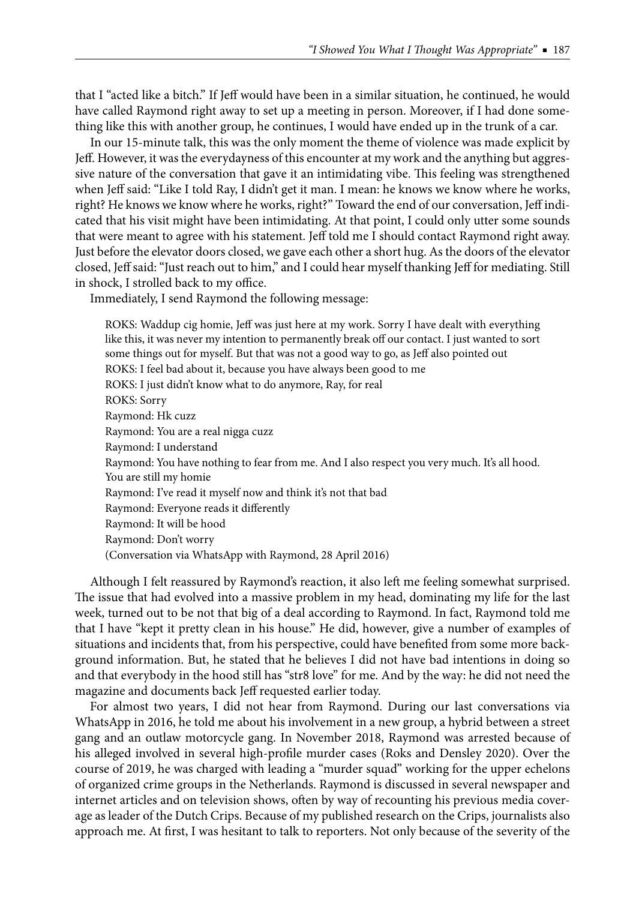that I "acted like a bitch." If Jeff would have been in a similar situation, he continued, he would have called Raymond right away to set up a meeting in person. Moreover, if I had done something like this with another group, he continues, I would have ended up in the trunk of a car.

In our 15-minute talk, this was the only moment the theme of violence was made explicit by Jeff. However, it was the everydayness of this encounter at my work and the anything but aggressive nature of the conversation that gave it an intimidating vibe. This feeling was strengthened when Jeff said: "Like I told Ray, I didn't get it man. I mean: he knows we know where he works, right? He knows we know where he works, right?" Toward the end of our conversation, Jeff indicated that his visit might have been intimidating. At that point, I could only utter some sounds that were meant to agree with his statement. Jeff told me I should contact Raymond right away. Just before the elevator doors closed, we gave each other a short hug. As the doors of the elevator closed, Jeff said: "Just reach out to him," and I could hear myself thanking Jeff for mediating. Still in shock, I strolled back to my office.

Immediately, I send Raymond the following message:

> ROKS: Waddup cig homie, Jeff was just here at my work. Sorry I have dealt with everything like this, it was never my intention to permanently break off our contact. I just wanted to sort some things out for myself. But that was not a good way to go, as Jeff also pointed out
> ROKS: I feel bad about it, because you have always been good to me
> ROKS: I just didn't know what to do anymore, Ray, for real
> ROKS: Sorry
> Raymond: Hk cuzz
> Raymond: You are a real nigga cuzz
> Raymond: I understand
> Raymond: You have nothing to fear from me. And I also respect you very much. It's all hood. You are still my homie
> Raymond: I've read it myself now and think it's not that bad
> Raymond: Everyone reads it differently
> Raymond: It will be hood
> Raymond: Don't worry
> (Conversation via WhatsApp with Raymond, 28 April 2016)

Although I felt reassured by Raymond's reaction, it also left me feeling somewhat surprised. The issue that had evolved into a massive problem in my head, dominating my life for the last week, turned out to be not that big of a deal according to Raymond. In fact, Raymond told me that I have "kept it pretty clean in his house." He did, however, give a number of examples of situations and incidents that, from his perspective, could have benefited from some more background information. But, he stated that he believes I did not have bad intentions in doing so and that everybody in the hood still has "str8 love" for me. And by the way: he did not need the magazine and documents back Jeff requested earlier today.

For almost two years, I did not hear from Raymond. During our last conversations via WhatsApp in 2016, he told me about his involvement in a new group, a hybrid between a street gang and an outlaw motorcycle gang. In November 2018, Raymond was arrested because of his alleged involved in several high-profile murder cases (Roks and Densley 2020). Over the course of 2019, he was charged with leading a "murder squad" working for the upper echelons of organized crime groups in the Netherlands. Raymond is discussed in several newspaper and internet articles and on television shows, often by way of recounting his previous media coverage as leader of the Dutch Crips. Because of my published research on the Crips, journalists also approach me. At first, I was hesitant to talk to reporters. Not only because of the severity of the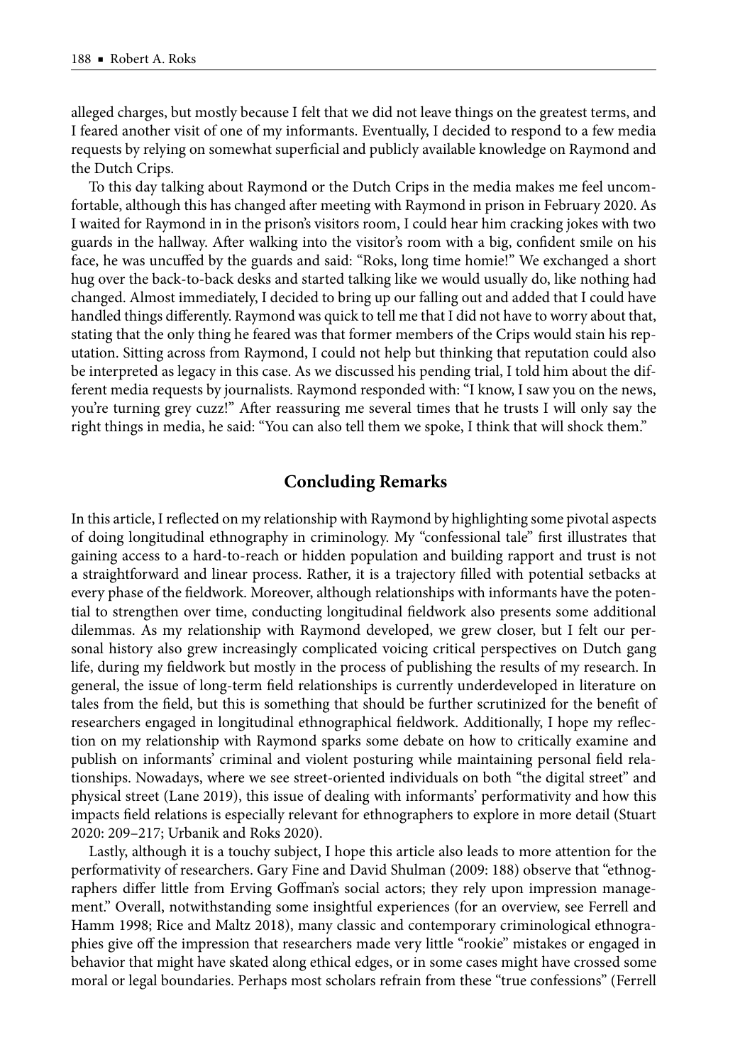alleged charges, but mostly because I felt that we did not leave things on the greatest terms, and I feared another visit of one of my informants. Eventually, I decided to respond to a few media requests by relying on somewhat superficial and publicly available knowledge on Raymond and the Dutch Crips.

To this day talking about Raymond or the Dutch Crips in the media makes me feel uncomfortable, although this has changed after meeting with Raymond in prison in February 2020. As I waited for Raymond in in the prison's visitors room, I could hear him cracking jokes with two guards in the hallway. After walking into the visitor's room with a big, confident smile on his face, he was uncuffed by the guards and said: "Roks, long time homie!" We exchanged a short hug over the back-to-back desks and started talking like we would usually do, like nothing had changed. Almost immediately, I decided to bring up our falling out and added that I could have handled things differently. Raymond was quick to tell me that I did not have to worry about that, stating that the only thing he feared was that former members of the Crips would stain his reputation. Sitting across from Raymond, I could not help but thinking that reputation could also be interpreted as legacy in this case. As we discussed his pending trial, I told him about the different media requests by journalists. Raymond responded with: "I know, I saw you on the news, you're turning grey cuzz!" After reassuring me several times that he trusts I will only say the right things in media, he said: "You can also tell them we spoke, I think that will shock them."

## Concluding Remarks

In this article, I reflected on my relationship with Raymond by highlighting some pivotal aspects of doing longitudinal ethnography in criminology. My "confessional tale" first illustrates that gaining access to a hard-to-reach or hidden population and building rapport and trust is not a straightforward and linear process. Rather, it is a trajectory filled with potential setbacks at every phase of the fieldwork. Moreover, although relationships with informants have the potential to strengthen over time, conducting longitudinal fieldwork also presents some additional dilemmas. As my relationship with Raymond developed, we grew closer, but I felt our personal history also grew increasingly complicated voicing critical perspectives on Dutch gang life, during my fieldwork but mostly in the process of publishing the results of my research. In general, the issue of long-term field relationships is currently underdeveloped in literature on tales from the field, but this is something that should be further scrutinized for the benefit of researchers engaged in longitudinal ethnographical fieldwork. Additionally, I hope my reflection on my relationship with Raymond sparks some debate on how to critically examine and publish on informants' criminal and violent posturing while maintaining personal field relationships. Nowadays, where we see street-oriented individuals on both "the digital street" and physical street (Lane 2019), this issue of dealing with informants' performativity and how this impacts field relations is especially relevant for ethnographers to explore in more detail (Stuart 2020: 209–217; Urbanik and Roks 2020).

Lastly, although it is a touchy subject, I hope this article also leads to more attention for the performativity of researchers. Gary Fine and David Shulman (2009: 188) observe that "ethnographers differ little from Erving Goffman's social actors; they rely upon impression management." Overall, notwithstanding some insightful experiences (for an overview, see Ferrell and Hamm 1998; Rice and Maltz 2018), many classic and contemporary criminological ethnographies give off the impression that researchers made very little "rookie" mistakes or engaged in behavior that might have skated along ethical edges, or in some cases might have crossed some moral or legal boundaries. Perhaps most scholars refrain from these "true confessions" (Ferrell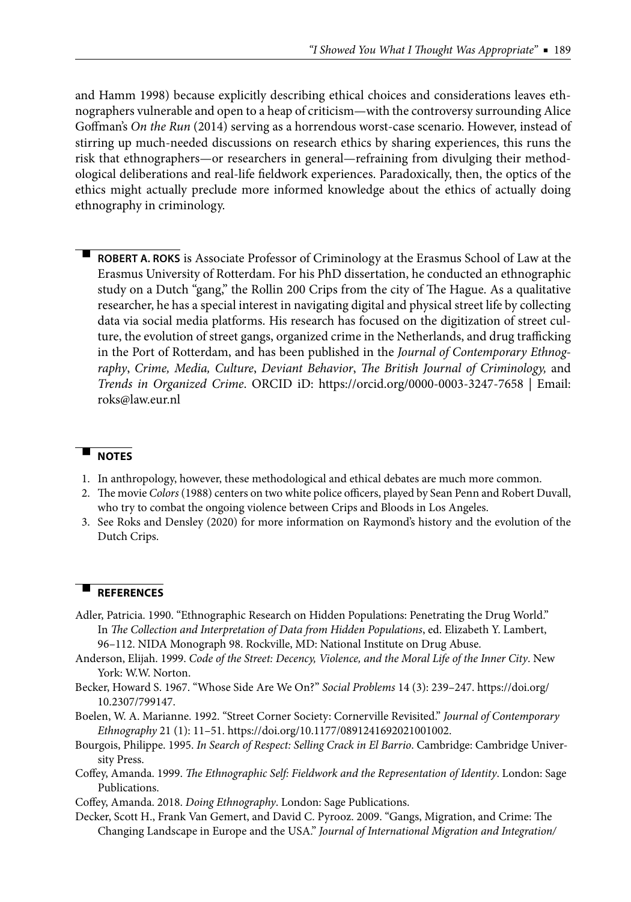and Hamm 1998) because explicitly describing ethical choices and considerations leaves ethnographers vulnerable and open to a heap of criticism—with the controversy surrounding Alice Goffman's *On the Run* (2014) serving as a horrendous worst-case scenario. However, instead of stirring up much-needed discussions on research ethics by sharing experiences, this runs the risk that ethnographers—or researchers in general—refraining from divulging their methodological deliberations and real-life fieldwork experiences. Paradoxically, then, the optics of the ethics might actually preclude more informed knowledge about the ethics of actually doing ethnography in criminology.

**ROBERT A. ROKS** is Associate Professor of Criminology at the Erasmus School of Law at the Erasmus University of Rotterdam. For his PhD dissertation, he conducted an ethnographic study on a Dutch "gang," the Rollin 200 Crips from the city of The Hague. As a qualitative researcher, he has a special interest in navigating digital and physical street life by collecting data via social media platforms. His research has focused on the digitization of street culture, the evolution of street gangs, organized crime in the Netherlands, and drug trafficking in the Port of Rotterdam, and has been published in the *Journal of Contemporary Ethnography*, *Crime, Media, Culture*, *Deviant Behavior*, *The British Journal of Criminology,* and *Trends in Organized Crime*. ORCID iD: https://orcid.org/0000-0003-3247-7658 | Email: roks@law.eur.nl

## NOTES

1. In anthropology, however, these methodological and ethical debates are much more common.
2. The movie *Colors* (1988) centers on two white police officers, played by Sean Penn and Robert Duvall, who try to combat the ongoing violence between Crips and Bloods in Los Angeles.
3. See Roks and Densley (2020) for more information on Raymond's history and the evolution of the Dutch Crips.

## REFERENCES

Adler, Patricia. 1990. "Ethnographic Research on Hidden Populations: Penetrating the Drug World." In *The Collection and Interpretation of Data from Hidden Populations*, ed. Elizabeth Y. Lambert, 96–112. NIDA Monograph 98. Rockville, MD: National Institute on Drug Abuse.

Anderson, Elijah. 1999. *Code of the Street: Decency, Violence, and the Moral Life of the Inner City*. New York: W.W. Norton.

Becker, Howard S. 1967. "Whose Side Are We On?" *Social Problems* 14 (3): 239–247. https://doi.org/10.2307/799147.

Boelen, W. A. Marianne. 1992. "Street Corner Society: Cornerville Revisited." *Journal of Contemporary Ethnography* 21 (1): 11–51. https://doi.org/10.1177/0891241692021001002.

Bourgois, Philippe. 1995. *In Search of Respect: Selling Crack in El Barrio*. Cambridge: Cambridge University Press.

Coffey, Amanda. 1999. *The Ethnographic Self: Fieldwork and the Representation of Identity*. London: Sage Publications.

Coffey, Amanda. 2018. *Doing Ethnography*. London: Sage Publications.

Decker, Scott H., Frank Van Gemert, and David C. Pyrooz. 2009. "Gangs, Migration, and Crime: The Changing Landscape in Europe and the USA." *Journal of International Migration and Integration/*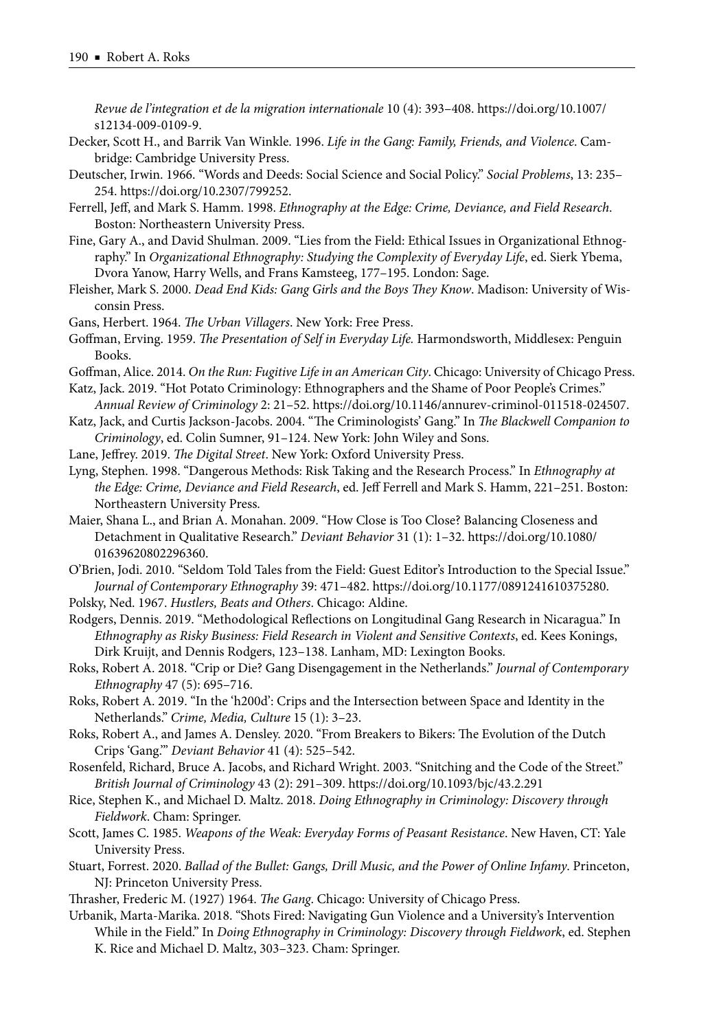*Revue de l'integration et de la migration internationale* 10 (4): 393–408. https://doi.org/10.1007/s12134-009-0109-9.

Decker, Scott H., and Barrik Van Winkle. 1996. *Life in the Gang: Family, Friends, and Violence*. Cambridge: Cambridge University Press.

Deutscher, Irwin. 1966. "Words and Deeds: Social Science and Social Policy." *Social Problems*, 13: 235–254. https://doi.org/10.2307/799252.

Ferrell, Jeff, and Mark S. Hamm. 1998. *Ethnography at the Edge: Crime, Deviance, and Field Research*. Boston: Northeastern University Press.

Fine, Gary A., and David Shulman. 2009. "Lies from the Field: Ethical Issues in Organizational Ethnography." In *Organizational Ethnography: Studying the Complexity of Everyday Life*, ed. Sierk Ybema, Dvora Yanow, Harry Wells, and Frans Kamsteeg, 177–195. London: Sage.

Fleisher, Mark S. 2000. *Dead End Kids: Gang Girls and the Boys They Know*. Madison: University of Wisconsin Press.

Gans, Herbert. 1964. *The Urban Villagers*. New York: Free Press.

Goffman, Erving. 1959. *The Presentation of Self in Everyday Life.* Harmondsworth, Middlesex: Penguin Books.

Goffman, Alice. 2014. *On the Run: Fugitive Life in an American City*. Chicago: University of Chicago Press.

Katz, Jack. 2019. "Hot Potato Criminology: Ethnographers and the Shame of Poor People's Crimes." *Annual Review of Criminology* 2: 21–52. https://doi.org/10.1146/annurev-criminol-011518-024507.

Katz, Jack, and Curtis Jackson-Jacobs. 2004. "The Criminologists' Gang." In *The Blackwell Companion to Criminology*, ed. Colin Sumner, 91–124. New York: John Wiley and Sons.

Lane, Jeffrey. 2019. *The Digital Street*. New York: Oxford University Press.

Lyng, Stephen. 1998. "Dangerous Methods: Risk Taking and the Research Process." In *Ethnography at the Edge: Crime, Deviance and Field Research*, ed. Jeff Ferrell and Mark S. Hamm, 221–251. Boston: Northeastern University Press.

Maier, Shana L., and Brian A. Monahan. 2009. "How Close is Too Close? Balancing Closeness and Detachment in Qualitative Research." *Deviant Behavior* 31 (1): 1–32. https://doi.org/10.1080/01639620802296360.

O'Brien, Jodi. 2010. "Seldom Told Tales from the Field: Guest Editor's Introduction to the Special Issue." *Journal of Contemporary Ethnography* 39: 471–482. https://doi.org/10.1177/0891241610375280.

Polsky, Ned. 1967. *Hustlers, Beats and Others*. Chicago: Aldine.

Rodgers, Dennis. 2019. "Methodological Reflections on Longitudinal Gang Research in Nicaragua." In *Ethnography as Risky Business: Field Research in Violent and Sensitive Contexts*, ed. Kees Konings, Dirk Kruijt, and Dennis Rodgers, 123–138. Lanham, MD: Lexington Books.

Roks, Robert A. 2018. "Crip or Die? Gang Disengagement in the Netherlands." *Journal of Contemporary Ethnography* 47 (5): 695–716.

Roks, Robert A. 2019. "In the 'h200d': Crips and the Intersection between Space and Identity in the Netherlands." *Crime, Media, Culture* 15 (1): 3–23.

Roks, Robert A., and James A. Densley. 2020. "From Breakers to Bikers: The Evolution of the Dutch Crips 'Gang.'" *Deviant Behavior* 41 (4): 525–542.

Rosenfeld, Richard, Bruce A. Jacobs, and Richard Wright. 2003. "Snitching and the Code of the Street." *British Journal of Criminology* 43 (2): 291–309. https://doi.org/10.1093/bjc/43.2.291

Rice, Stephen K., and Michael D. Maltz. 2018. *Doing Ethnography in Criminology: Discovery through Fieldwork*. Cham: Springer.

Scott, James C. 1985. *Weapons of the Weak: Everyday Forms of Peasant Resistance*. New Haven, CT: Yale University Press.

Stuart, Forrest. 2020. *Ballad of the Bullet: Gangs, Drill Music, and the Power of Online Infamy*. Princeton, NJ: Princeton University Press.

Thrasher, Frederic M. (1927) 1964. *The Gang*. Chicago: University of Chicago Press.

Urbanik, Marta-Marika. 2018. "Shots Fired: Navigating Gun Violence and a University's Intervention While in the Field." In *Doing Ethnography in Criminology: Discovery through Fieldwork*, ed. Stephen K. Rice and Michael D. Maltz, 303–323. Cham: Springer.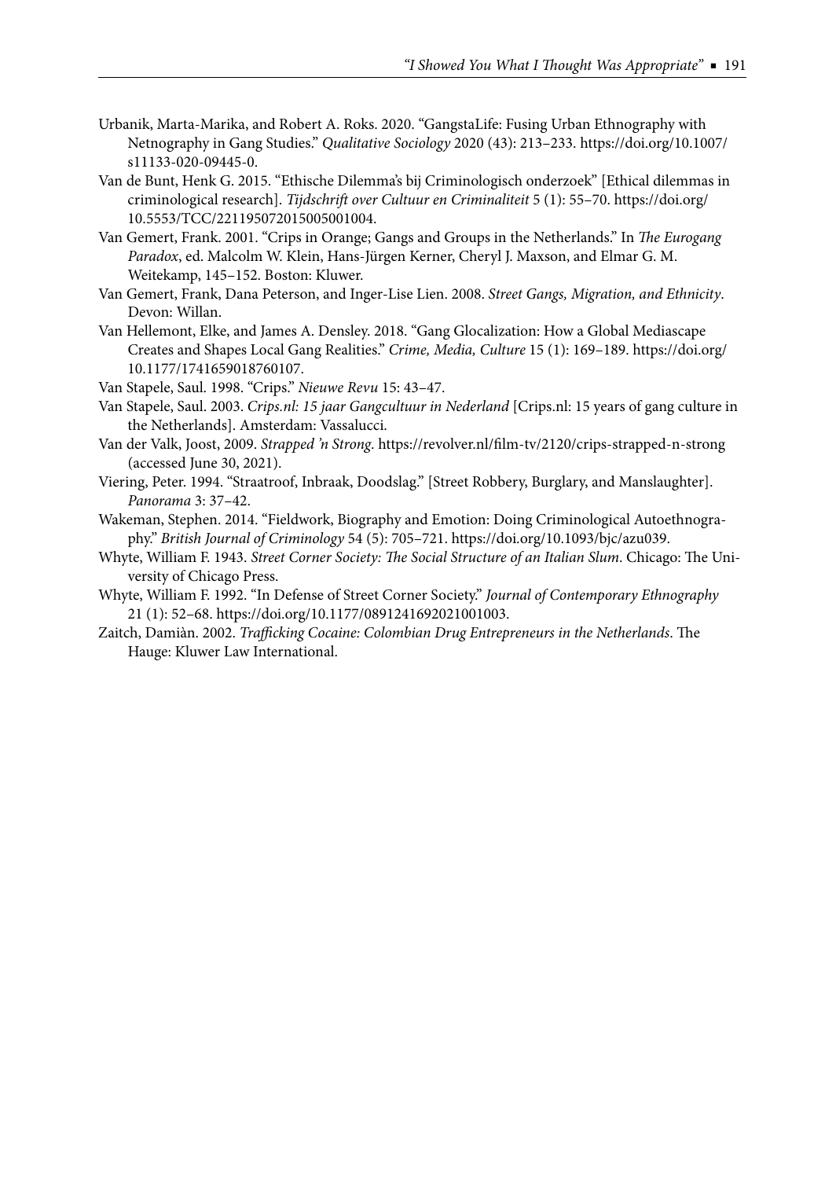Urbanik, Marta-Marika, and Robert A. Roks. 2020. "GangstaLife: Fusing Urban Ethnography with Netnography in Gang Studies." *Qualitative Sociology* 2020 (43): 213–233. https://doi.org/10.1007/s11133-020-09445-0.

Van de Bunt, Henk G. 2015. "Ethische Dilemma's bij Criminologisch onderzoek" [Ethical dilemmas in criminological research]. *Tijdschrift over Cultuur en Criminaliteit* 5 (1): 55–70. https://doi.org/10.5553/TCC/221195072015005001004.

Van Gemert, Frank. 2001. "Crips in Orange; Gangs and Groups in the Netherlands." In *The Eurogang Paradox*, ed. Malcolm W. Klein, Hans-Jürgen Kerner, Cheryl J. Maxson, and Elmar G. M. Weitekamp, 145–152. Boston: Kluwer.

Van Gemert, Frank, Dana Peterson, and Inger-Lise Lien. 2008. *Street Gangs, Migration, and Ethnicity*. Devon: Willan.

Van Hellemont, Elke, and James A. Densley. 2018. "Gang Glocalization: How a Global Mediascape Creates and Shapes Local Gang Realities." *Crime, Media, Culture* 15 (1): 169–189. https://doi.org/10.1177/1741659018760107.

Van Stapele, Saul. 1998. "Crips." *Nieuwe Revu* 15: 43–47.

Van Stapele, Saul. 2003. *Crips.nl: 15 jaar Gangcultuur in Nederland* [Crips.nl: 15 years of gang culture in the Netherlands]. Amsterdam: Vassalucci.

Van der Valk, Joost, 2009. *Strapped 'n Strong*. https://revolver.nl/film-tv/2120/crips-strapped-n-strong (accessed June 30, 2021).

Viering, Peter. 1994. "Straatroof, Inbraak, Doodslag." [Street Robbery, Burglary, and Manslaughter]. *Panorama* 3: 37–42.

Wakeman, Stephen. 2014. "Fieldwork, Biography and Emotion: Doing Criminological Autoethnography." *British Journal of Criminology* 54 (5): 705–721. https://doi.org/10.1093/bjc/azu039.

Whyte, William F. 1943. *Street Corner Society: The Social Structure of an Italian Slum*. Chicago: The University of Chicago Press.

Whyte, William F. 1992. "In Defense of Street Corner Society." *Journal of Contemporary Ethnography* 21 (1): 52–68. https://doi.org/10.1177/0891241692021001003.

Zaitch, Damiàn. 2002. *Trafficking Cocaine: Colombian Drug Entrepreneurs in the Netherlands*. The Hauge: Kluwer Law International.